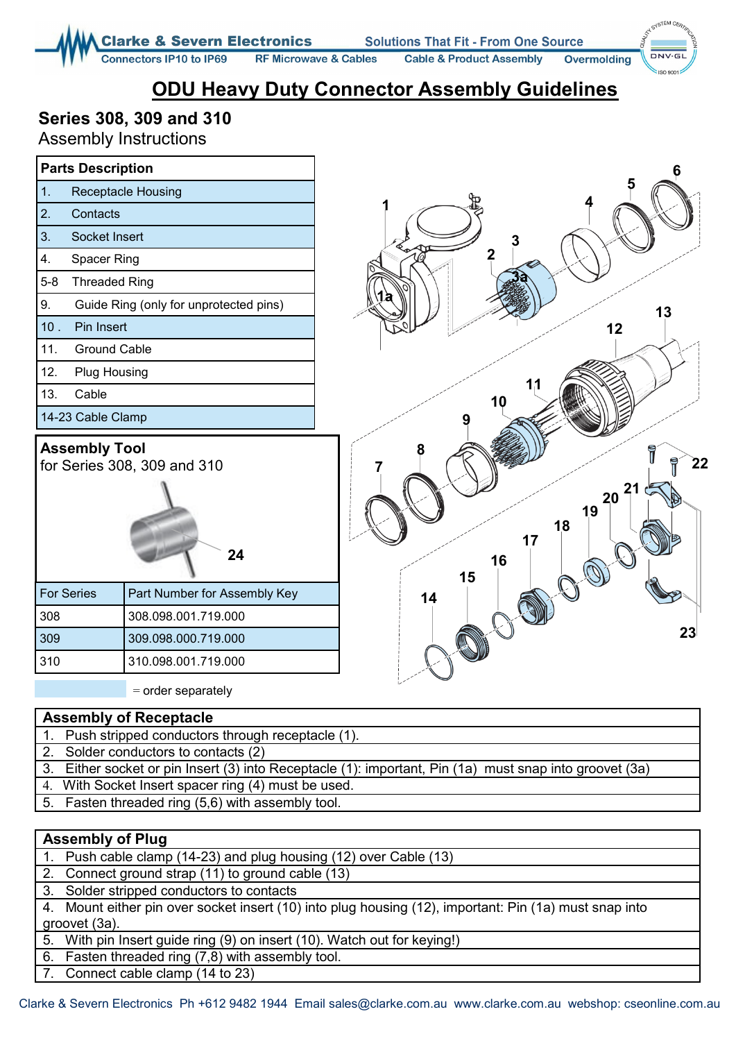# ODU Heavy Duty Connector Assembly Guidelines

## Series 308, 309 and 310

Assembly Instructions

| Parts Description |
|---|
| 1. Receptacle Housing |
| 2. Contacts |
| 3. Socket Insert |
| 4. Spacer Ring |
| 5-8 Threaded Ring |
| 9. Guide Ring (only for unprotected pins) |
| 10 . Pin Insert |
| 11. Ground Cable |
| 12. Plug Housing |
| 13. Cable |
| 14-23 Cable Clamp |

**Assembly Tool**
for Series 308, 309 and 310

24

| For Series | Part Number for Assembly Key |
|---|---|
| 308 | 308.098.001.719.000 |
| 309 | 309.098.000.719.000 |
| 310 | 310.098.001.719.000 |

= order separately

| Assembly of Receptacle |
|---|
| 1. Push stripped conductors through receptacle (1). |
| 2. Solder conductors to contacts (2) |
| 3. Either socket or pin Insert (3) into Receptacle (1): important, Pin (1a) must snap into groovet (3a) |
| 4. With Socket Insert spacer ring (4) must be used. |
| 5. Fasten threaded ring (5,6) with assembly tool. |

| Assembly of Plug |
|---|
| 1. Push cable clamp (14-23) and plug housing (12) over Cable (13) |
| 2. Connect ground strap (11) to ground cable (13) |
| 3. Solder stripped conductors to contacts |
| 4. Mount either pin over socket insert (10) into plug housing (12), important: Pin (1a) must snap into groovet (3a). |
| 5. With pin Insert guide ring (9) on insert (10). Watch out for keying!) |
| 6. Fasten threaded ring (7,8) with assembly tool. |
| 7. Connect cable clamp (14 to 23) |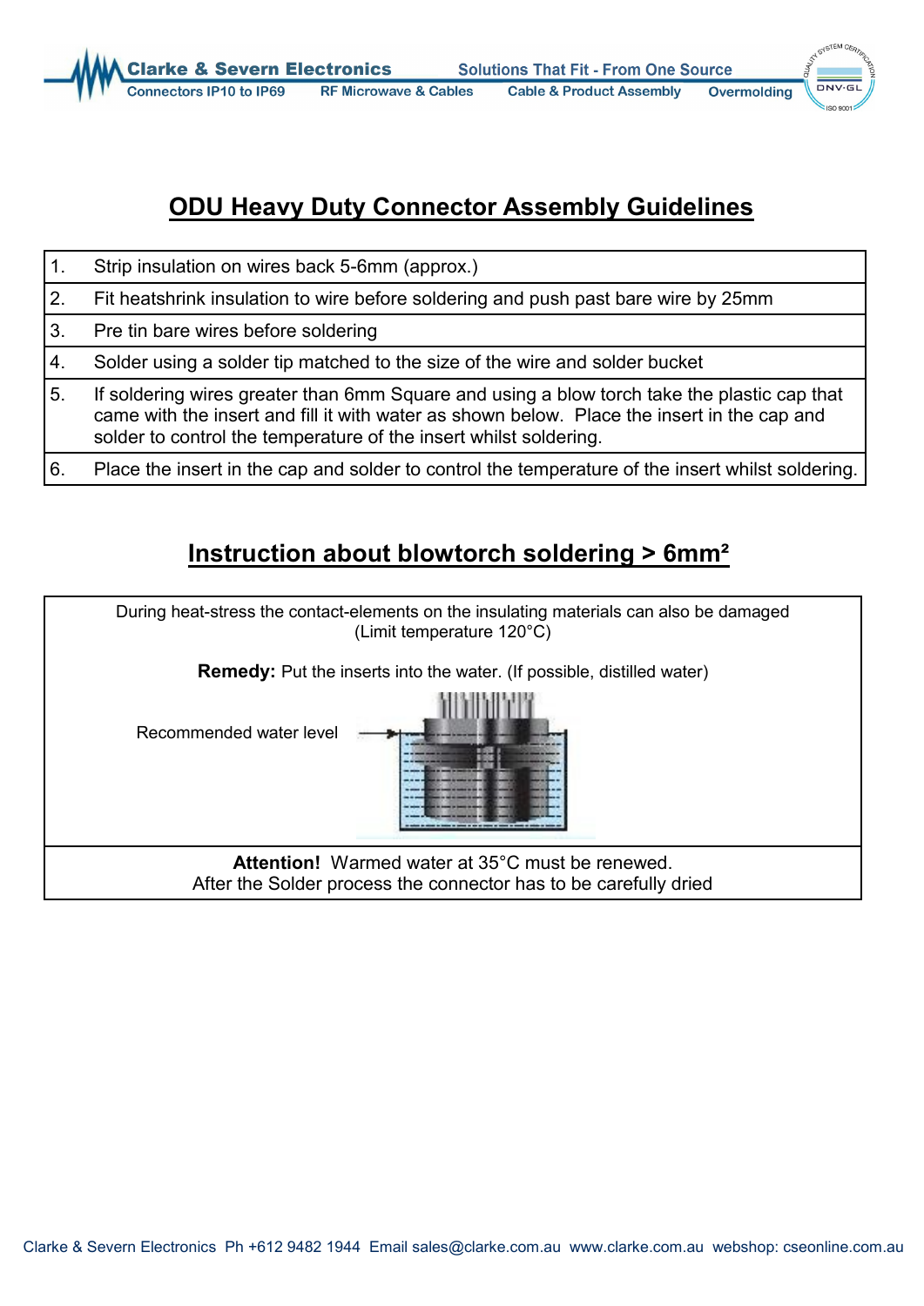# ODU Heavy Duty Connector Assembly Guidelines

| | |
|---|---|
| 1. | Strip insulation on wires back 5-6mm (approx.) |
| 2. | Fit heatshrink insulation to wire before soldering and push past bare wire by 25mm |
| 3. | Pre tin bare wires before soldering |
| 4. | Solder using a solder tip matched to the size of the wire and solder bucket |
| 5. | If soldering wires greater than 6mm Square and using a blow torch take the plastic cap that came with the insert and fill it with water as shown below. Place the insert in the cap and solder to control the temperature of the insert whilst soldering. |
| 6. | Place the insert in the cap and solder to control the temperature of the insert whilst soldering. |

## Instruction about blowtorch soldering > 6mm²

During heat-stress the contact-elements on the insulating materials can also be damaged (Limit temperature 120°C)

**Remedy:** Put the inserts into the water. (If possible, distilled water)

Recommended water level

**Attention!** Warmed water at 35°C must be renewed.
After the Solder process the connector has to be carefully dried